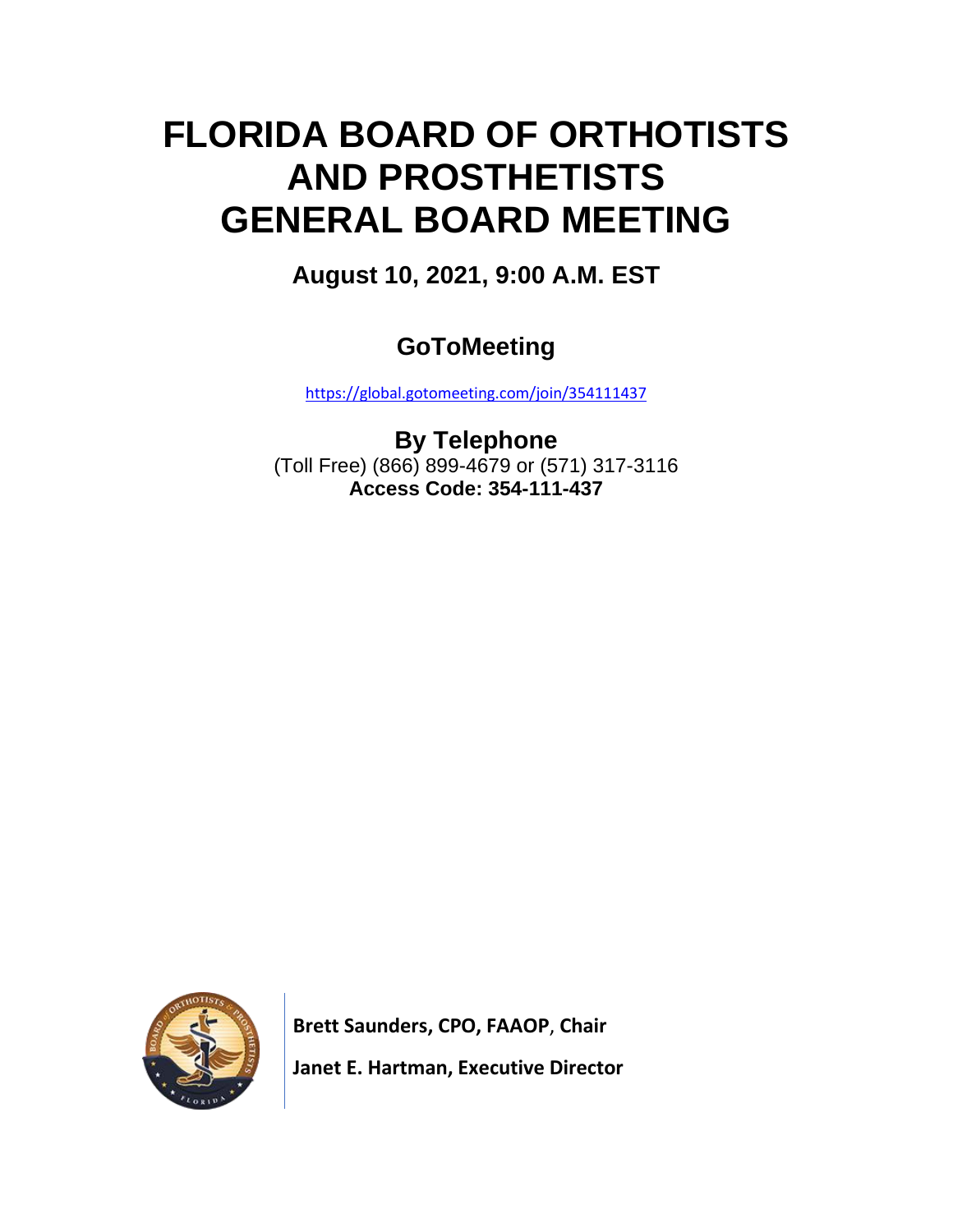# FLORIDA BOARD OF ORTHOTISTS AND PROSTHETISTS GENERAL BOARD MEETING

## August 10, 2021, 9:00 A.M. EST

## GoToMeeting

https://global.gotomeeting.com/join/354111437

## By Telephone

(Toll Free) (866) 899-4679 or (571) 317-3116

**Access Code: 354-111-437**

**Brett Saunders, CPO, FAAOP, Chair**

**Janet E. Hartman, Executive Director**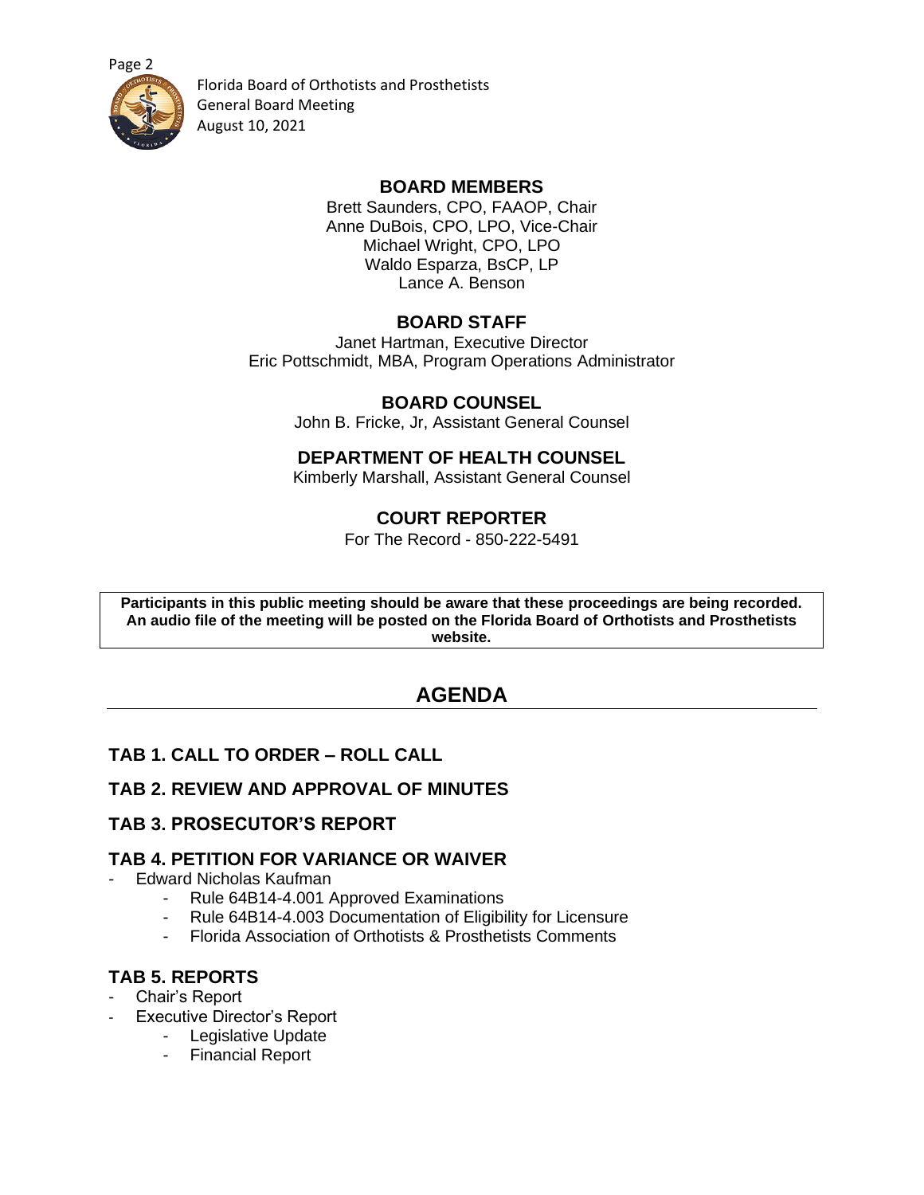Florida Board of Orthotists and Prosthetists
General Board Meeting
August 10, 2021

## BOARD MEMBERS

Brett Saunders, CPO, FAAOP, Chair
Anne DuBois, CPO, LPO, Vice-Chair
Michael Wright, CPO, LPO
Waldo Esparza, BsCP, LP
Lance A. Benson

## BOARD STAFF

Janet Hartman, Executive Director
Eric Pottschmidt, MBA, Program Operations Administrator

## BOARD COUNSEL

John B. Fricke, Jr, Assistant General Counsel

## DEPARTMENT OF HEALTH COUNSEL

Kimberly Marshall, Assistant General Counsel

## COURT REPORTER

For The Record - 850-222-5491

**Participants in this public meeting should be aware that these proceedings are being recorded. An audio file of the meeting will be posted on the Florida Board of Orthotists and Prosthetists website.**

# AGENDA

## TAB 1. CALL TO ORDER – ROLL CALL

## TAB 2. REVIEW AND APPROVAL OF MINUTES

## TAB 3. PROSECUTOR'S REPORT

## TAB 4. PETITION FOR VARIANCE OR WAIVER

- Edward Nicholas Kaufman
  - Rule 64B14-4.001 Approved Examinations
  - Rule 64B14-4.003 Documentation of Eligibility for Licensure
  - Florida Association of Orthotists & Prosthetists Comments

## TAB 5. REPORTS

- Chair's Report
- Executive Director's Report
  - Legislative Update
  - Financial Report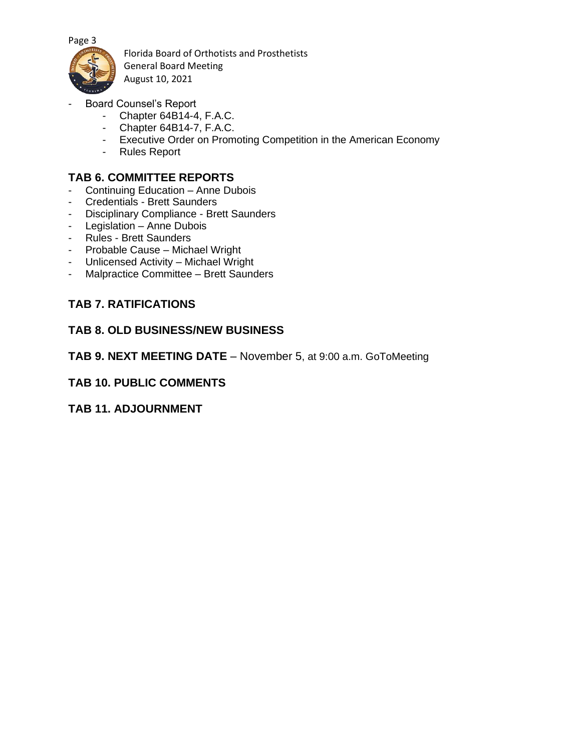- Board Counsel's Report
  - Chapter 64B14-4, F.A.C.
  - Chapter 64B14-7, F.A.C.
  - Executive Order on Promoting Competition in the American Economy
  - Rules Report

## TAB 6. COMMITTEE REPORTS

- Continuing Education – Anne Dubois
- Credentials - Brett Saunders
- Disciplinary Compliance - Brett Saunders
- Legislation – Anne Dubois
- Rules - Brett Saunders
- Probable Cause – Michael Wright
- Unlicensed Activity – Michael Wright
- Malpractice Committee – Brett Saunders

## TAB 7. RATIFICATIONS

## TAB 8. OLD BUSINESS/NEW BUSINESS

## TAB 9. NEXT MEETING DATE – November 5, at 9:00 a.m. GoToMeeting

## TAB 10. PUBLIC COMMENTS

## TAB 11. ADJOURNMENT